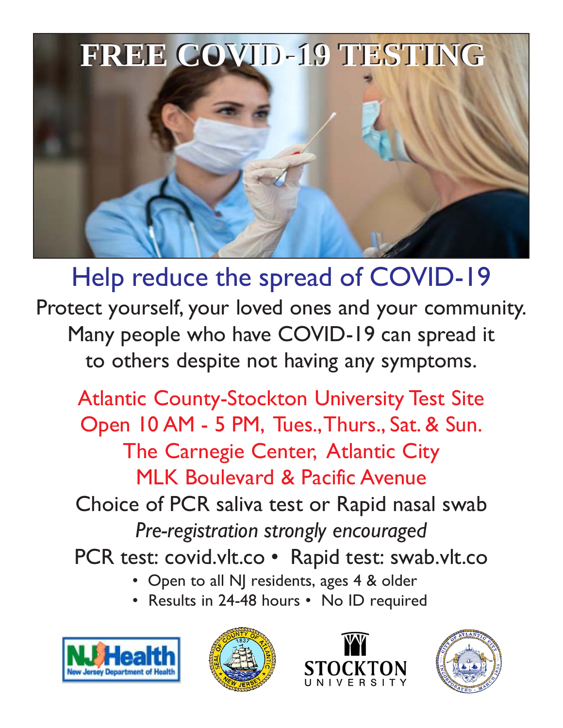# FREE COVID-19 TESTING

## Help reduce the spread of COVID-19

Protect yourself, your loved ones and your community.
Many people who have COVID-19 can spread it
to others despite not having any symptoms.

Atlantic County-Stockton University Test Site
Open 10 AM - 5 PM, Tues., Thurs., Sat. & Sun.
The Carnegie Center, Atlantic City
MLK Boulevard & Pacific Avenue

Choice of PCR saliva test or Rapid nasal swab

*Pre-registration strongly encouraged*

PCR test: covid.vlt.co • Rapid test: swab.vlt.co

- Open to all NJ residents, ages 4 & older
- Results in 24-48 hours • No ID required

NJ Health New Jersey Department of Health

STOCKTON UNIVERSITY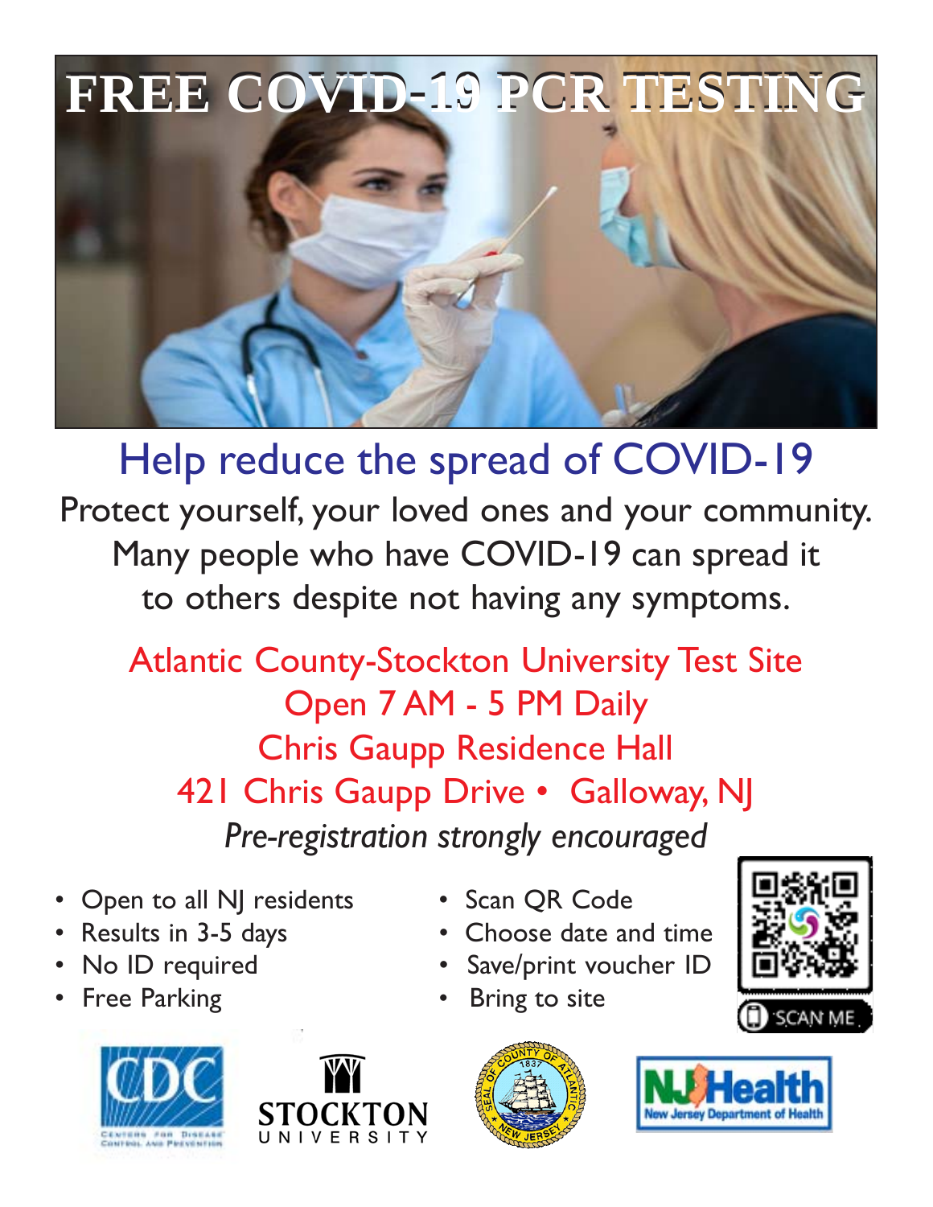# FREE COVID-19 PCR TESTING

## Help reduce the spread of COVID-19

Protect yourself, your loved ones and your community. Many people who have COVID-19 can spread it to others despite not having any symptoms.

**Atlantic County-Stockton University Test Site**
**Open 7 AM - 5 PM Daily**
**Chris Gaupp Residence Hall**
**421 Chris Gaupp Drive • Galloway, NJ**

*Pre-registration strongly encouraged*

- Open to all NJ residents
- Results in 3-5 days
- No ID required
- Free Parking

- Scan QR Code
- Choose date and time
- Save/print voucher ID
- Bring to site

SCAN ME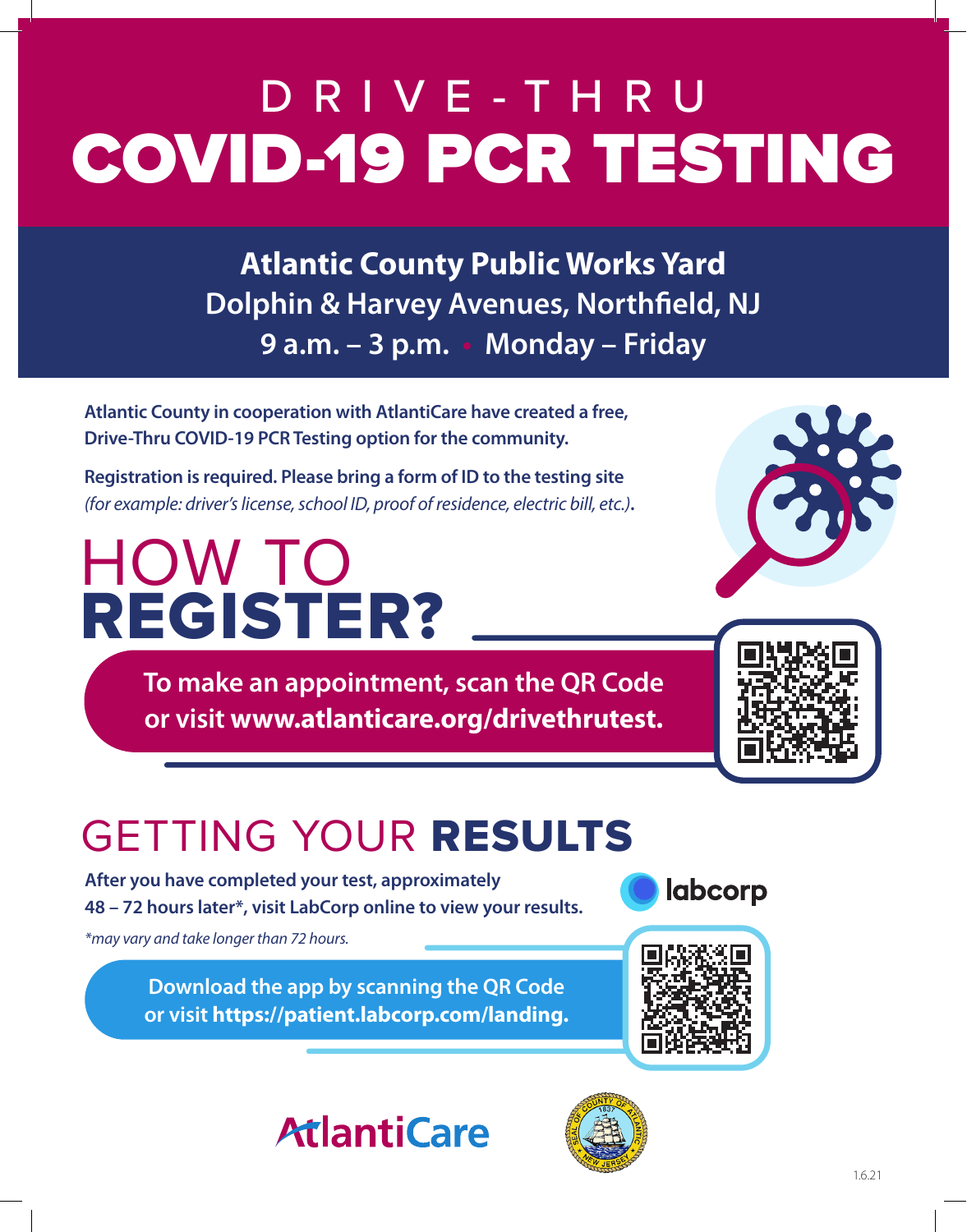# DRIVE-THRU COVID-19 PCR TESTING

**Atlantic County Public Works Yard**
**Dolphin & Harvey Avenues, Northfield, NJ**
**9 a.m. – 3 p.m. • Monday – Friday**

**Atlantic County in cooperation with AtlantiCare have created a free, Drive-Thru COVID-19 PCR Testing option for the community.**

**Registration is required. Please bring a form of ID to the testing site** *(for example: driver's license, school ID, proof of residence, electric bill, etc.)*.

## HOW TO REGISTER?

**To make an appointment, scan the QR Code or visit www.atlanticare.org/drivethrutest.**

## GETTING YOUR RESULTS

**After you have completed your test, approximately 48 – 72 hours later\*, visit LabCorp online to view your results.**

*\*may vary and take longer than 72 hours.*

labcorp

**Download the app by scanning the QR Code or visit https://patient.labcorp.com/landing.**

AtlantiCare

SEAL OF COUNTY OF ATLANTIC 1837 NEW JERSEY

1.6.21